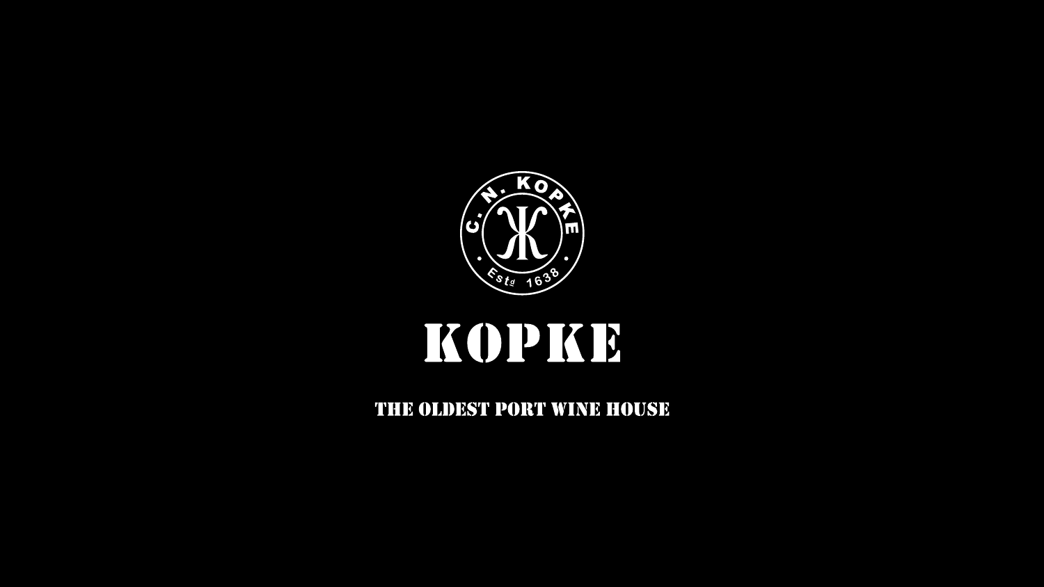C. N. KOPKE

Estd 1638

# KOPKE

THE OLDEST PORT WINE HOUSE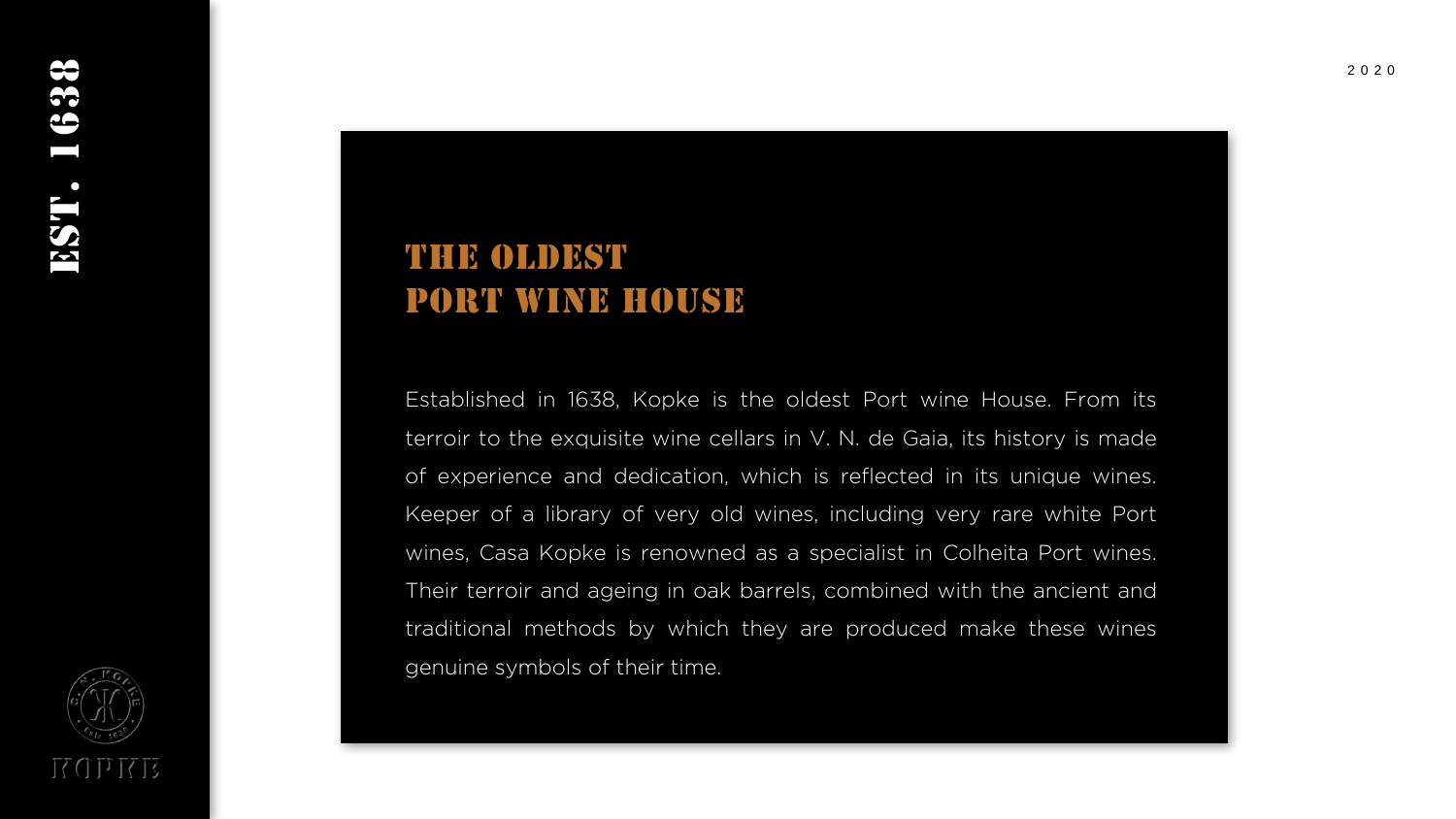# THE OLDEST PORT WINE HOUSE

Established in 1638, Kopke is the oldest Port wine House. From its terroir to the exquisite wine cellars in V. N. de Gaia, its history is made of experience and dedication, which is reflected in its unique wines. Keeper of a library of very old wines, including very rare white Port wines, Casa Kopke is renowned as a specialist in Colheita Port wines. Their terroir and ageing in oak barrels, combined with the ancient and traditional methods by which they are produced make these wines genuine symbols of their time.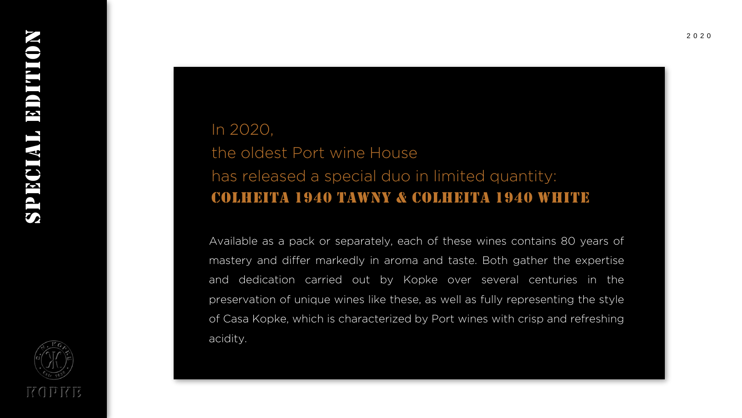# SPECIAL EDITION

2020

In 2020,
the oldest Port wine House
has released a special duo in limited quantity:
**COLHEITA 1940 TAWNY & COLHEITA 1940 WHITE**

Available as a pack or separately, each of these wines contains 80 years of mastery and differ markedly in aroma and taste. Both gather the expertise and dedication carried out by Kopke over several centuries in the preservation of unique wines like these, as well as fully representing the style of Casa Kopke, which is characterized by Port wines with crisp and refreshing acidity.

KOPKE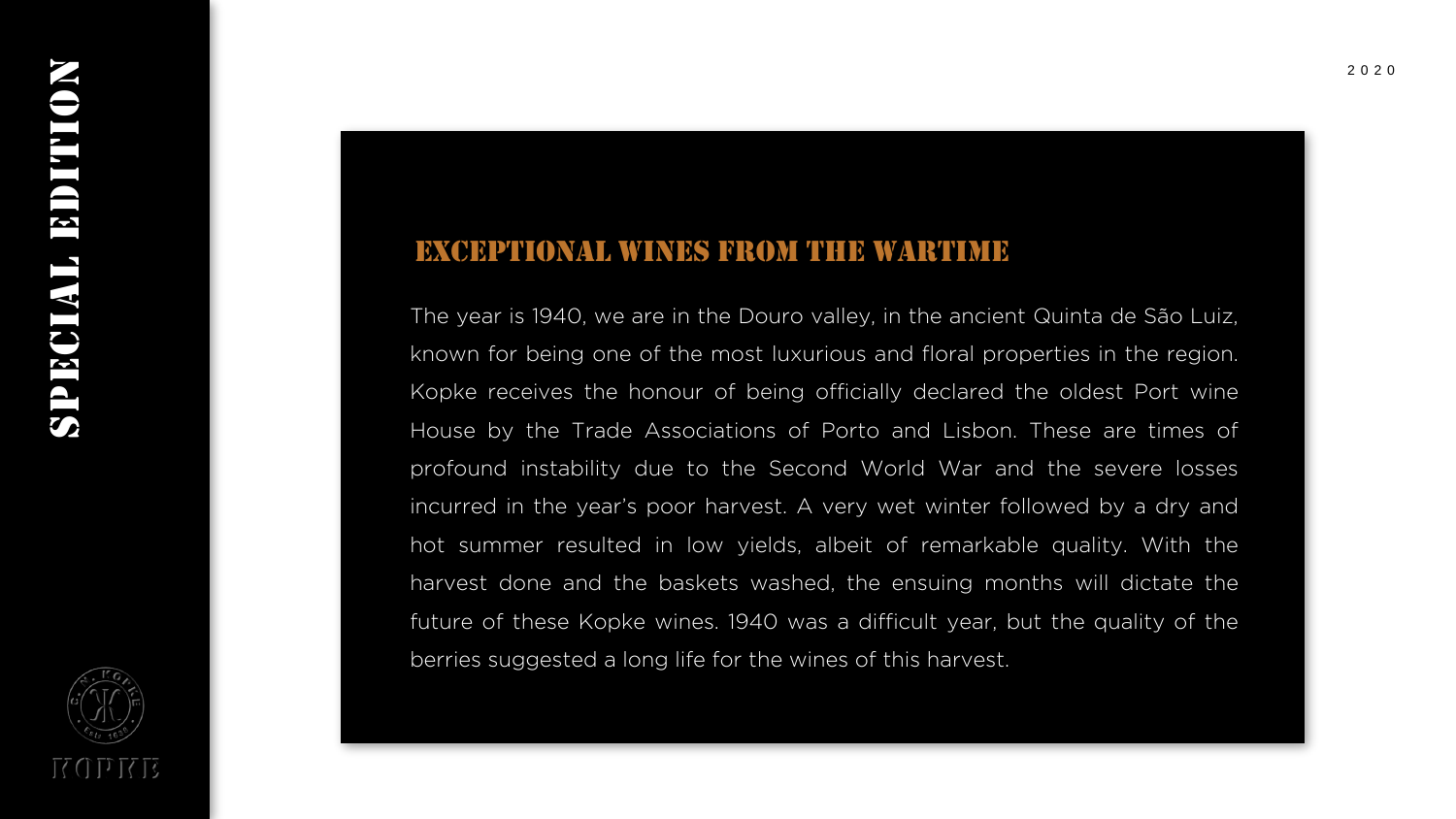## EXCEPTIONAL WINES FROM THE WARTIME

The year is 1940, we are in the Douro valley, in the ancient Quinta de São Luiz, known for being one of the most luxurious and floral properties in the region. Kopke receives the honour of being officially declared the oldest Port wine House by the Trade Associations of Porto and Lisbon. These are times of profound instability due to the Second World War and the severe losses incurred in the year's poor harvest. A very wet winter followed by a dry and hot summer resulted in low yields, albeit of remarkable quality. With the harvest done and the baskets washed, the ensuing months will dictate the future of these Kopke wines. 1940 was a difficult year, but the quality of the berries suggested a long life for the wines of this harvest.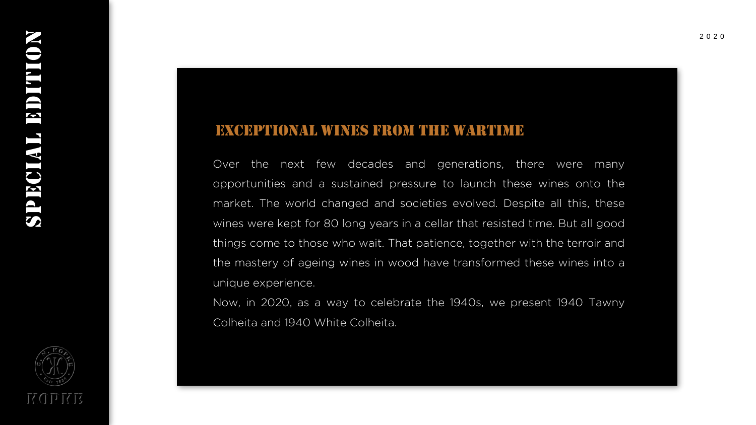## EXCEPTIONAL WINES FROM THE WARTIME

Over the next few decades and generations, there were many opportunities and a sustained pressure to launch these wines onto the market. The world changed and societies evolved. Despite all this, these wines were kept for 80 long years in a cellar that resisted time. But all good things come to those who wait. That patience, together with the terroir and the mastery of ageing wines in wood have transformed these wines into a unique experience.

Now, in 2020, as a way to celebrate the 1940s, we present 1940 Tawny Colheita and 1940 White Colheita.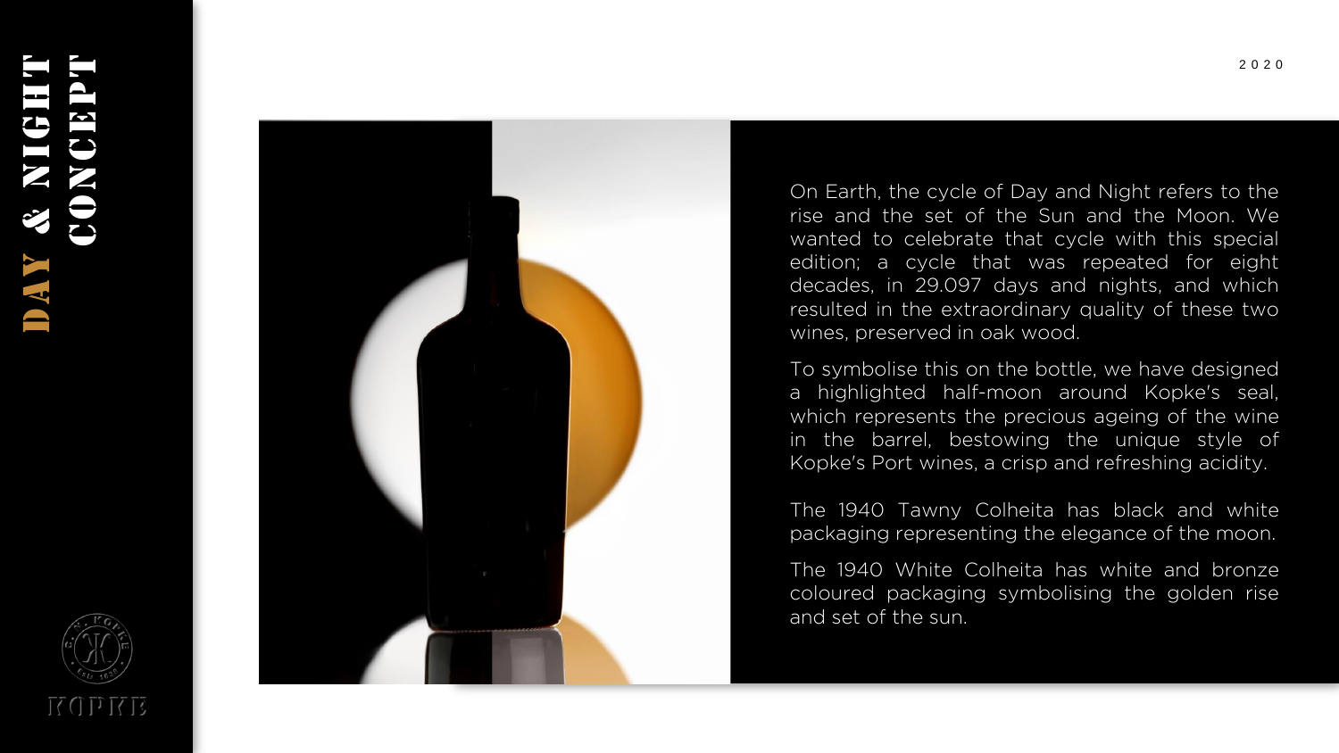# DAY & NIGHT CONCEPT

2020

On Earth, the cycle of Day and Night refers to the rise and the set of the Sun and the Moon. We wanted to celebrate that cycle with this special edition; a cycle that was repeated for eight decades, in 29.097 days and nights, and which resulted in the extraordinary quality of these two wines, preserved in oak wood.

To symbolise this on the bottle, we have designed a highlighted half-moon around Kopke's seal, which represents the precious ageing of the wine in the barrel, bestowing the unique style of Kopke's Port wines, a crisp and refreshing acidity.

The 1940 Tawny Colheita has black and white packaging representing the elegance of the moon.

The 1940 White Colheita has white and bronze coloured packaging symbolising the golden rise and set of the sun.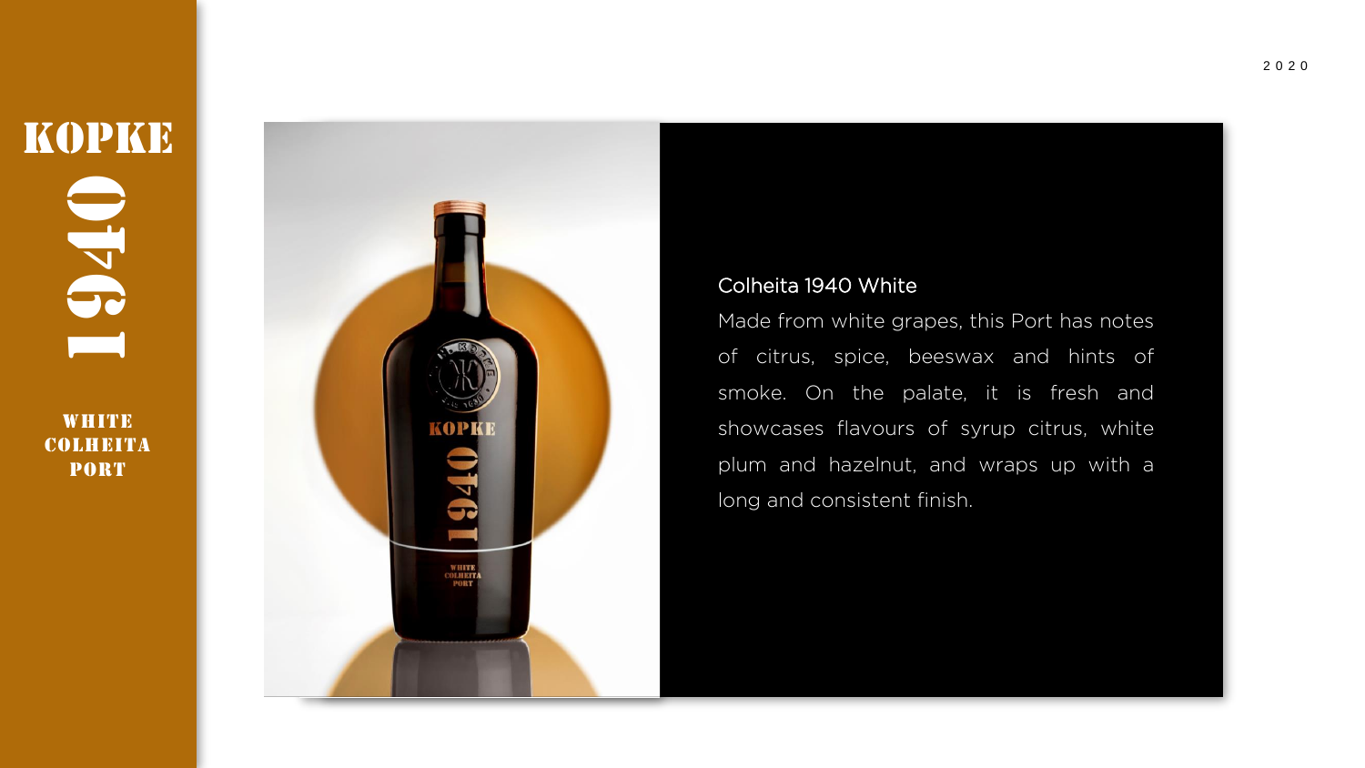KOPKE

1940

WHITE
COLHEITA
PORT

2020

## Colheita 1940 White

Made from white grapes, this Port has notes of citrus, spice, beeswax and hints of smoke. On the palate, it is fresh and showcases flavours of syrup citrus, white plum and hazelnut, and wraps up with a long and consistent finish.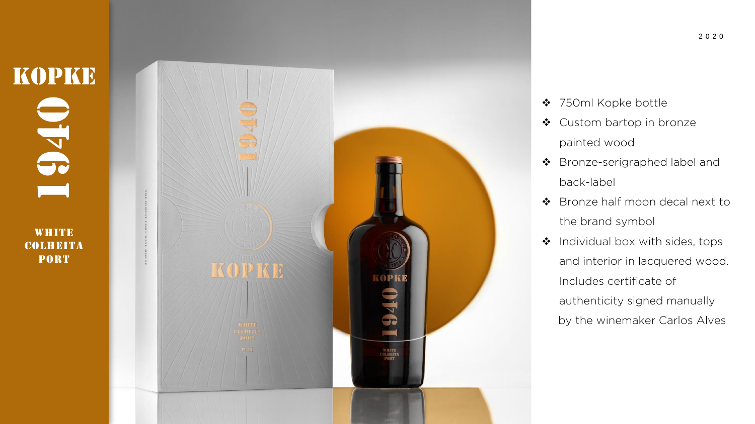# KOPKE

# 1940

**WHITE COLHEITA PORT**

2020

- 750ml Kopke bottle
- Custom bartop in bronze painted wood
- Bronze-serigraphed label and back-label
- Bronze half moon decal next to the brand symbol
- Individual box with sides, tops and interior in lacquered wood. Includes certificate of authenticity signed manually by the winemaker Carlos Alves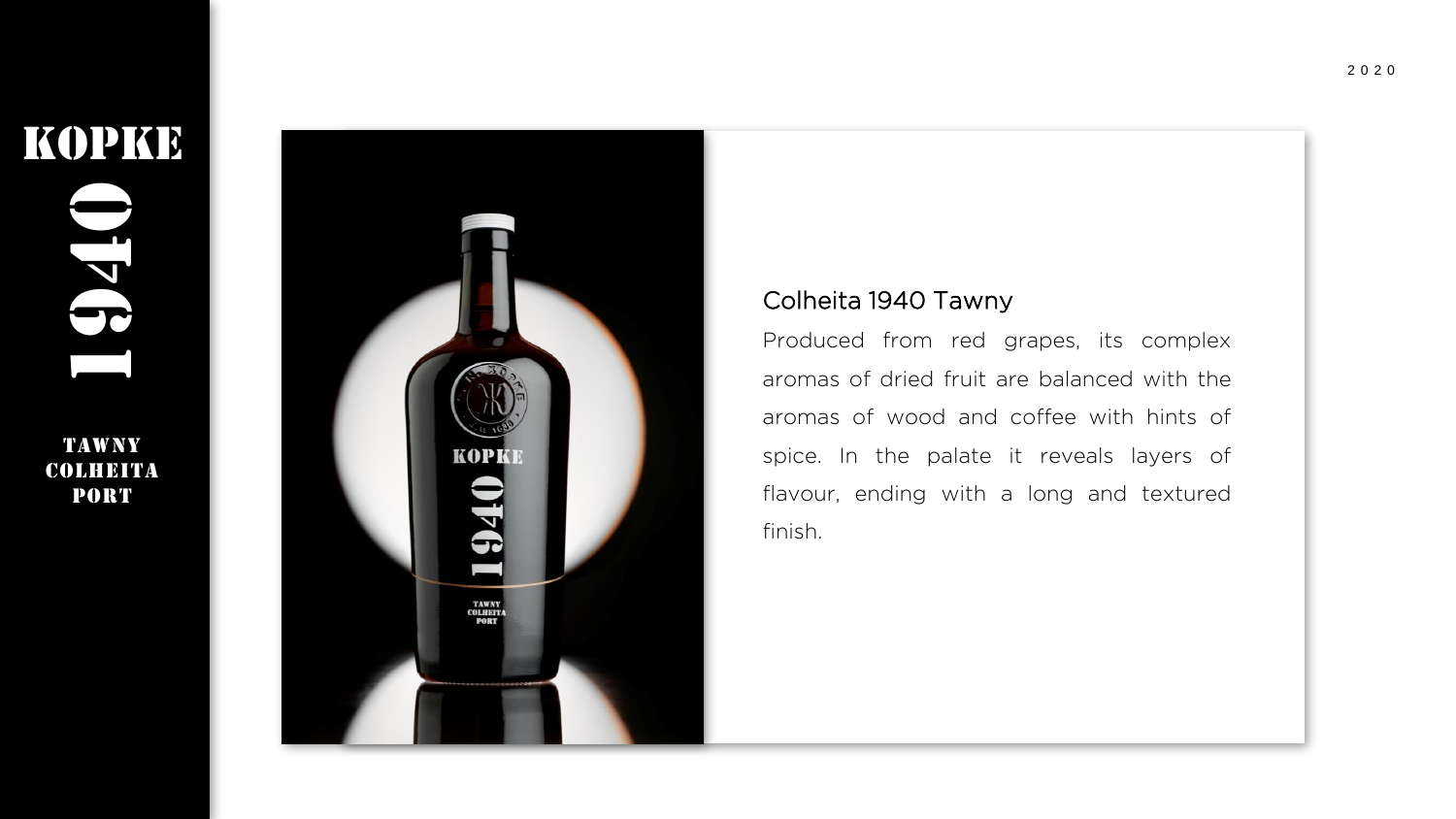KOPKE

1940

TAWNY
COLHEITA
PORT

2020

## Colheita 1940 Tawny

Produced from red grapes, its complex aromas of dried fruit are balanced with the aromas of wood and coffee with hints of spice. In the palate it reveals layers of flavour, ending with a long and textured finish.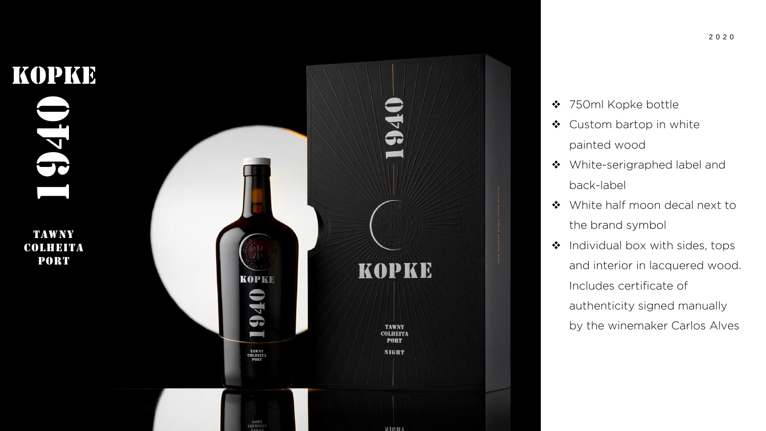2020

# KOPKE

## 1940

TAWNY
COLHEITA
PORT

- 750ml Kopke bottle
- Custom bartop in white painted wood
- White-serigraphed label and back-label
- White half moon decal next to the brand symbol
- Individual box with sides, tops and interior in lacquered wood. Includes certificate of authenticity signed manually by the winemaker Carlos Alves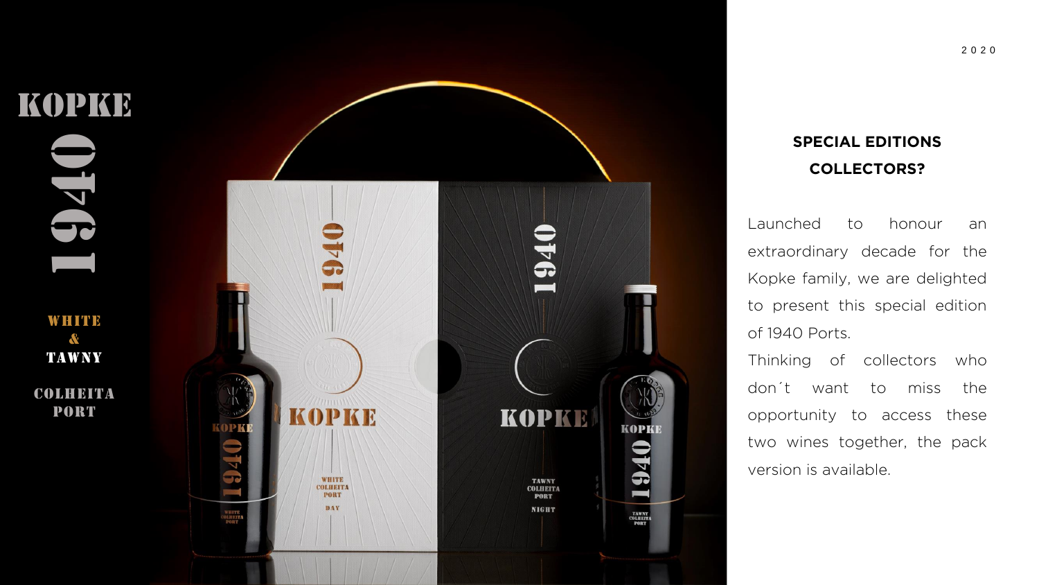# KOPKE 1940

WHITE & TAWNY

COLHEITA PORT

2020

## SPECIAL EDITIONS COLLECTORS?

Launched to honour an extraordinary decade for the Kopke family, we are delighted to present this special edition of 1940 Ports.

Thinking of collectors who don´t want to miss the opportunity to access these two wines together, the pack version is available.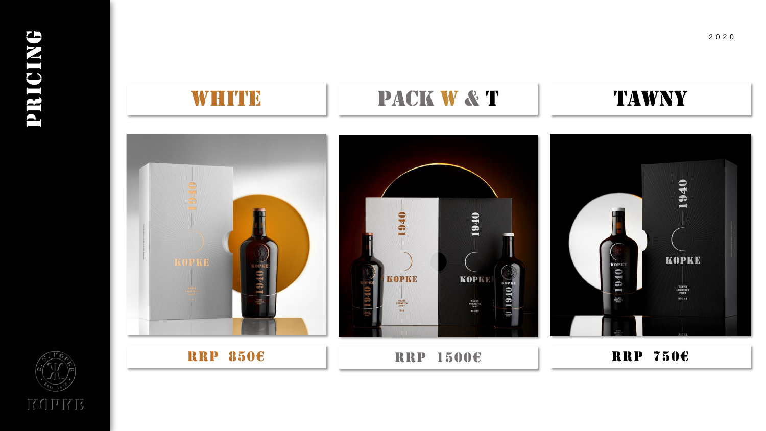# PRICING

2020

| WHITE | PACK W & T | TAWNY |
| --- | --- | --- |
| RRP 850€ | RRP 1500€ | RRP 750€ |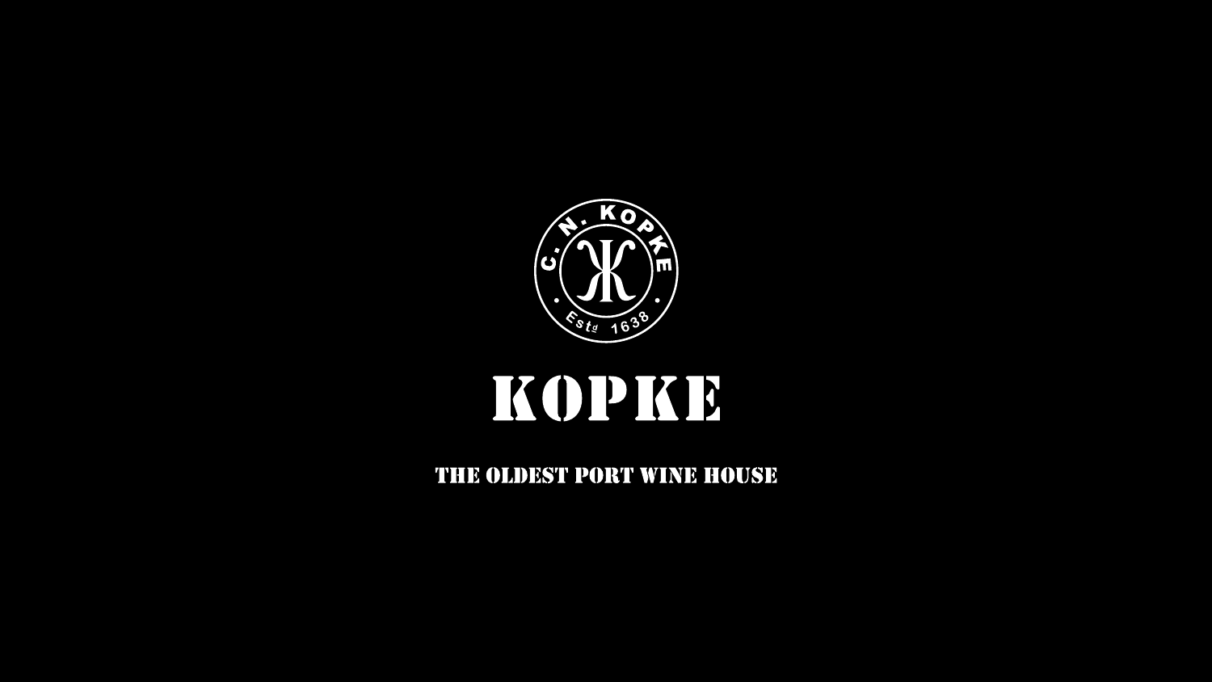C. N. KOPKE

Estd 1638

# KOPKE

THE OLDEST PORT WINE HOUSE